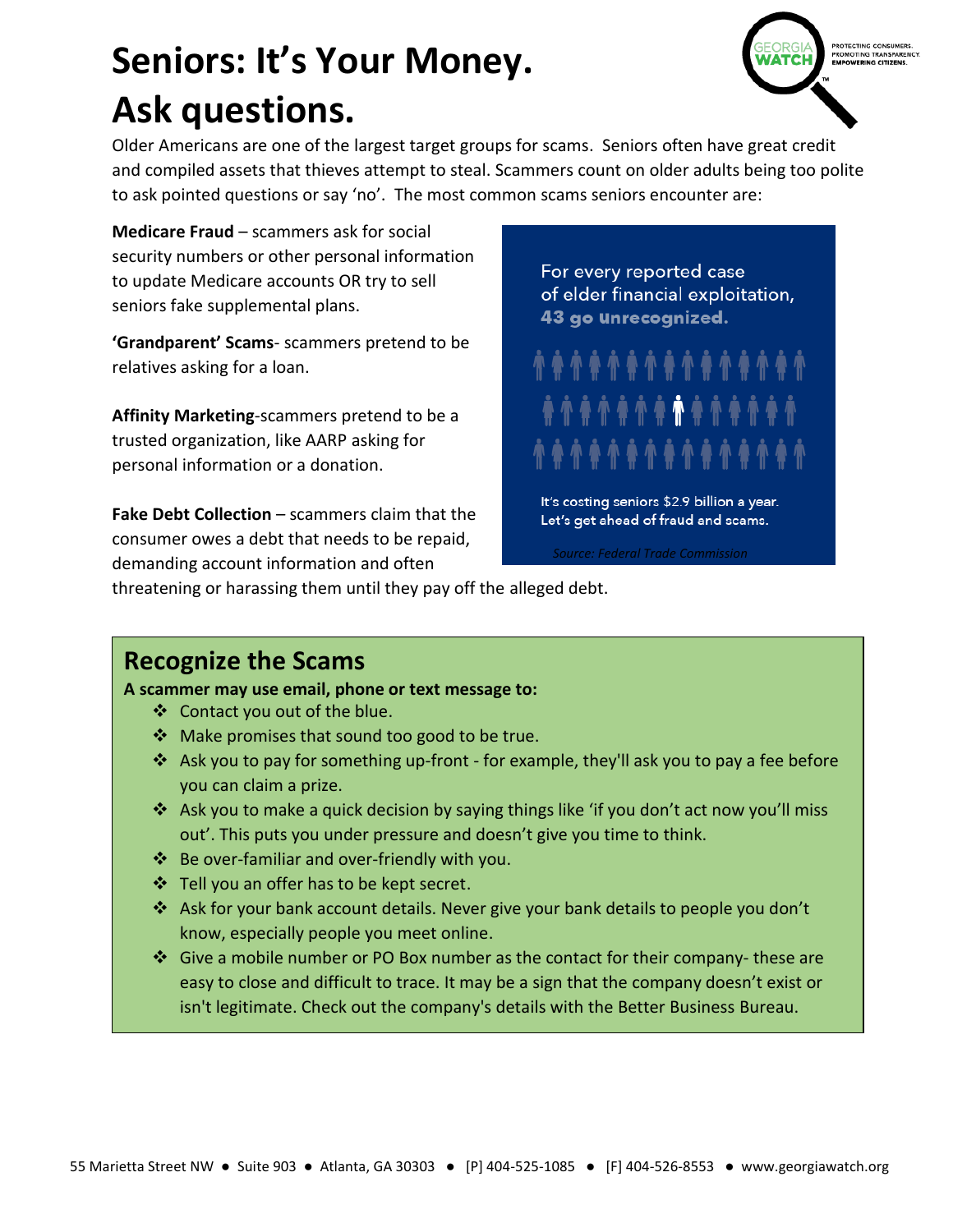# Seniors: It's Your Money. Ask questions.

GEORGIA WATCH — PROTECTING CONSUMERS. PROMOTING TRANSPARENCY. EMPOWERING CITIZENS.

Older Americans are one of the largest target groups for scams. Seniors often have great credit and compiled assets that thieves attempt to steal. Scammers count on older adults being too polite to ask pointed questions or say 'no'. The most common scams seniors encounter are:

**Medicare Fraud** – scammers ask for social security numbers or other personal information to update Medicare accounts OR try to sell seniors fake supplemental plans.

**'Grandparent' Scams**- scammers pretend to be relatives asking for a loan.

**Affinity Marketing**-scammers pretend to be a trusted organization, like AARP asking for personal information or a donation.

**Fake Debt Collection** – scammers claim that the consumer owes a debt that needs to be repaid, demanding account information and often threatening or harassing them until they pay off the alleged debt.

For every reported case of elder financial exploitation, **43 go unrecognized.**

It's costing seniors $2.9 billion a year. Let's get ahead of fraud and scams.

*Source: Federal Trade Commission*

## Recognize the Scams

**A scammer may use email, phone or text message to:**

- Contact you out of the blue.
- Make promises that sound too good to be true.
- Ask you to pay for something up-front - for example, they'll ask you to pay a fee before you can claim a prize.
- Ask you to make a quick decision by saying things like 'if you don't act now you'll miss out'. This puts you under pressure and doesn't give you time to think.
- Be over-familiar and over-friendly with you.
- Tell you an offer has to be kept secret.
- Ask for your bank account details. Never give your bank details to people you don't know, especially people you meet online.
- Give a mobile number or PO Box number as the contact for their company- these are easy to close and difficult to trace. It may be a sign that the company doesn't exist or isn't legitimate. Check out the company's details with the Better Business Bureau.

55 Marietta Street NW ● Suite 903 ● Atlanta, GA 30303 ● [P] 404-525-1085 ● [F] 404-526-8553 ● www.georgiawatch.org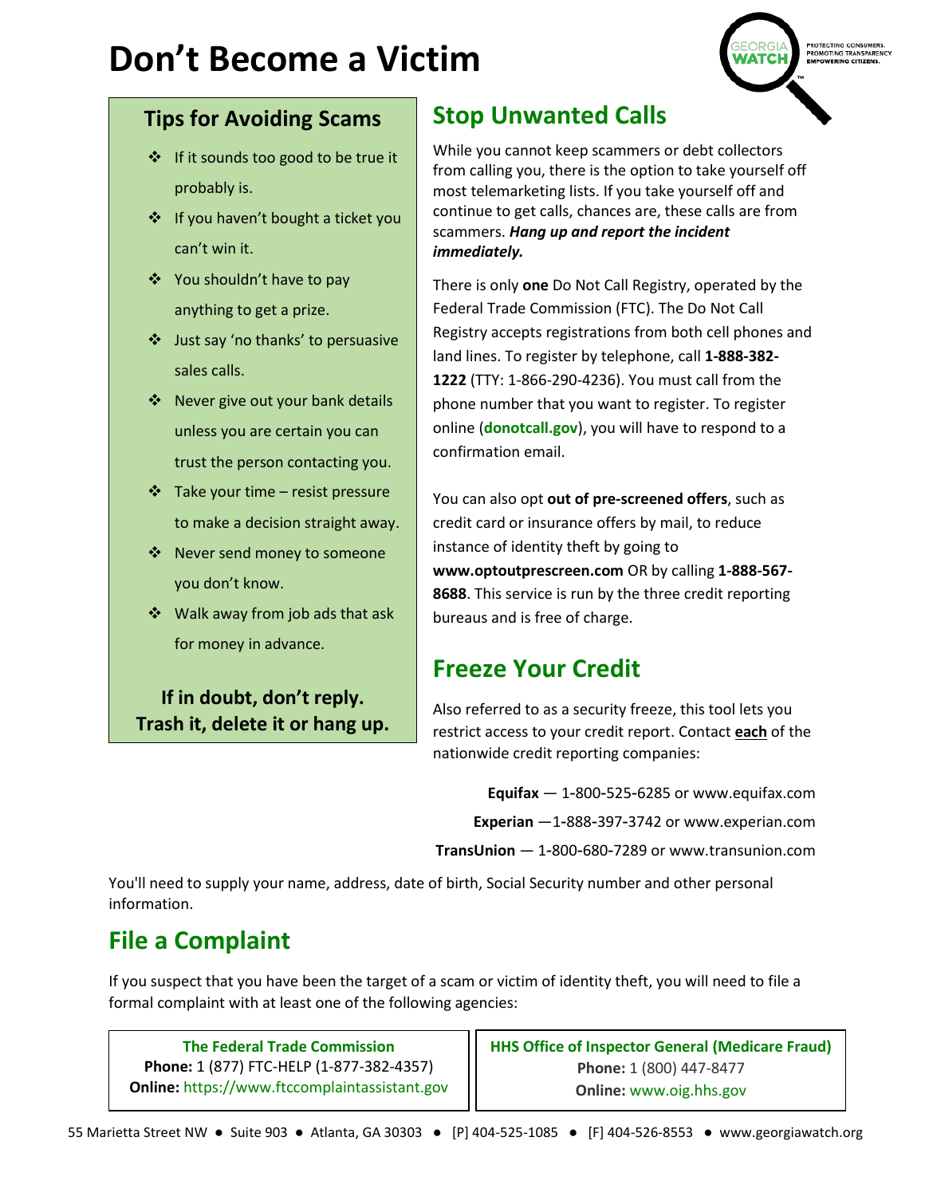# Don't Become a Victim

## Tips for Avoiding Scams

- If it sounds too good to be true it probably is.
- If you haven't bought a ticket you can't win it.
- You shouldn't have to pay anything to get a prize.
- Just say 'no thanks' to persuasive sales calls.
- Never give out your bank details unless you are certain you can trust the person contacting you.
- Take your time – resist pressure to make a decision straight away.
- Never send money to someone you don't know.
- Walk away from job ads that ask for money in advance.

**If in doubt, don't reply. Trash it, delete it or hang up.**

## Stop Unwanted Calls

While you cannot keep scammers or debt collectors from calling you, there is the option to take yourself off most telemarketing lists. If you take yourself off and continue to get calls, chances are, these calls are from scammers. ***Hang up and report the incident immediately.***

There is only **one** Do Not Call Registry, operated by the Federal Trade Commission (FTC). The Do Not Call Registry accepts registrations from both cell phones and land lines. To register by telephone, call **1-888-382-1222** (TTY: 1-866-290-4236). You must call from the phone number that you want to register. To register online (**donotcall.gov**), you will have to respond to a confirmation email.

You can also opt **out of pre-screened offers**, such as credit card or insurance offers by mail, to reduce instance of identity theft by going to **www.optoutprescreen.com** OR by calling **1-888-567-8688**. This service is run by the three credit reporting bureaus and is free of charge.

## Freeze Your Credit

Also referred to as a security freeze, this tool lets you restrict access to your credit report. Contact **each** of the nationwide credit reporting companies:

**Equifax** — 1-800-525-6285 or www.equifax.com

**Experian** —1-888-397-3742 or www.experian.com

**TransUnion** — 1-800-680-7289 or www.transunion.com

You'll need to supply your name, address, date of birth, Social Security number and other personal information.

## File a Complaint

If you suspect that you have been the target of a scam or victim of identity theft, you will need to file a formal complaint with at least one of the following agencies:

**The Federal Trade Commission**
**Phone:** 1 (877) FTC-HELP (1-877-382-4357)
**Online:** https://www.ftccomplaintassistant.gov

**HHS Office of Inspector General (Medicare Fraud)**
**Phone:** 1 (800) 447-8477
**Online:** www.oig.hhs.gov

55 Marietta Street NW ● Suite 903 ● Atlanta, GA 30303 ● [P] 404-525-1085 ● [F] 404-526-8553 ● www.georgiawatch.org